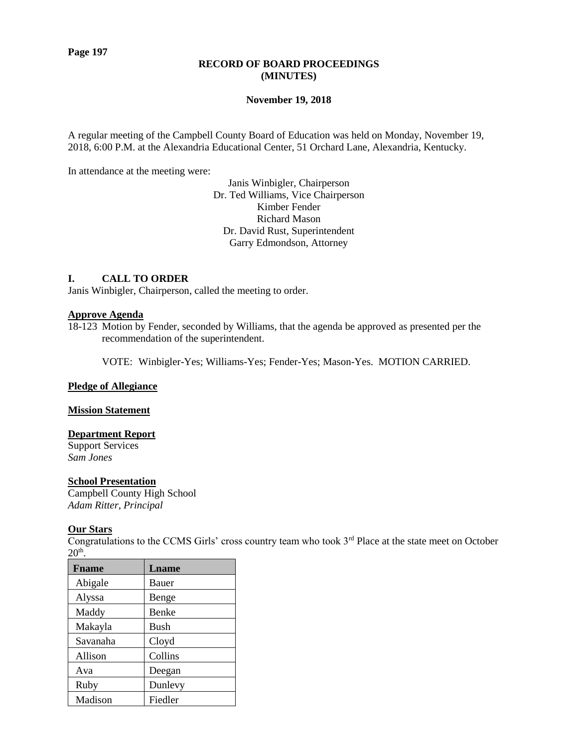**RECORD OF BOARD PROCEEDINGS**
**(MINUTES)**

**November 19, 2018**

A regular meeting of the Campbell County Board of Education was held on Monday, November 19, 2018, 6:00 P.M. at the Alexandria Educational Center, 51 Orchard Lane, Alexandria, Kentucky.

In attendance at the meeting were:

Janis Winbigler, Chairperson
Dr. Ted Williams, Vice Chairperson
Kimber Fender
Richard Mason
Dr. David Rust, Superintendent
Garry Edmondson, Attorney

## I. CALL TO ORDER

Janis Winbigler, Chairperson, called the meeting to order.

**Approve Agenda**

18-123 Motion by Fender, seconded by Williams, that the agenda be approved as presented per the recommendation of the superintendent.

VOTE: Winbigler-Yes; Williams-Yes; Fender-Yes; Mason-Yes. MOTION CARRIED.

**Pledge of Allegiance**

**Mission Statement**

**Department Report**

Support Services
*Sam Jones*

**School Presentation**

Campbell County High School
*Adam Ritter, Principal*

**Our Stars**

Congratulations to the CCMS Girls' cross country team who took 3rd Place at the state meet on October 20th.

| Fname | Lname |
|---|---|
| Abigale | Bauer |
| Alyssa | Benge |
| Maddy | Benke |
| Makayla | Bush |
| Savanaha | Cloyd |
| Allison | Collins |
| Ava | Deegan |
| Ruby | Dunlevy |
| Madison | Fiedler |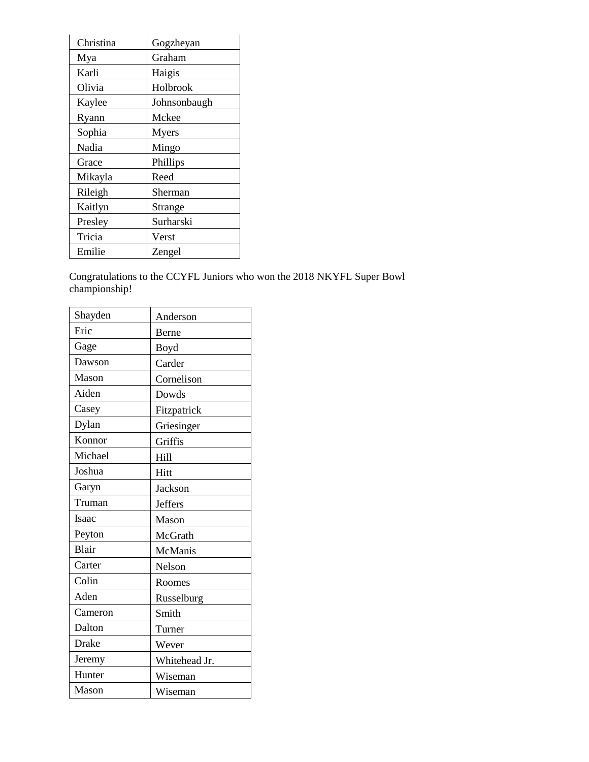| | |
|---|---|
| Christina | Gogzheyan |
| Mya | Graham |
| Karli | Haigis |
| Olivia | Holbrook |
| Kaylee | Johnsonbaugh |
| Ryann | Mckee |
| Sophia | Myers |
| Nadia | Mingo |
| Grace | Phillips |
| Mikayla | Reed |
| Rileigh | Sherman |
| Kaitlyn | Strange |
| Presley | Surharski |
| Tricia | Verst |
| Emilie | Zengel |

Congratulations to the CCYFL Juniors who won the 2018 NKYFL Super Bowl championship!

| | |
|---|---|
| Shayden | Anderson |
| Eric | Berne |
| Gage | Boyd |
| Dawson | Carder |
| Mason | Cornelison |
| Aiden | Dowds |
| Casey | Fitzpatrick |
| Dylan | Griesinger |
| Konnor | Griffis |
| Michael | Hill |
| Joshua | Hitt |
| Garyn | Jackson |
| Truman | Jeffers |
| Isaac | Mason |
| Peyton | McGrath |
| Blair | McManis |
| Carter | Nelson |
| Colin | Roomes |
| Aden | Russelburg |
| Cameron | Smith |
| Dalton | Turner |
| Drake | Wever |
| Jeremy | Whitehead Jr. |
| Hunter | Wiseman |
| Mason | Wiseman |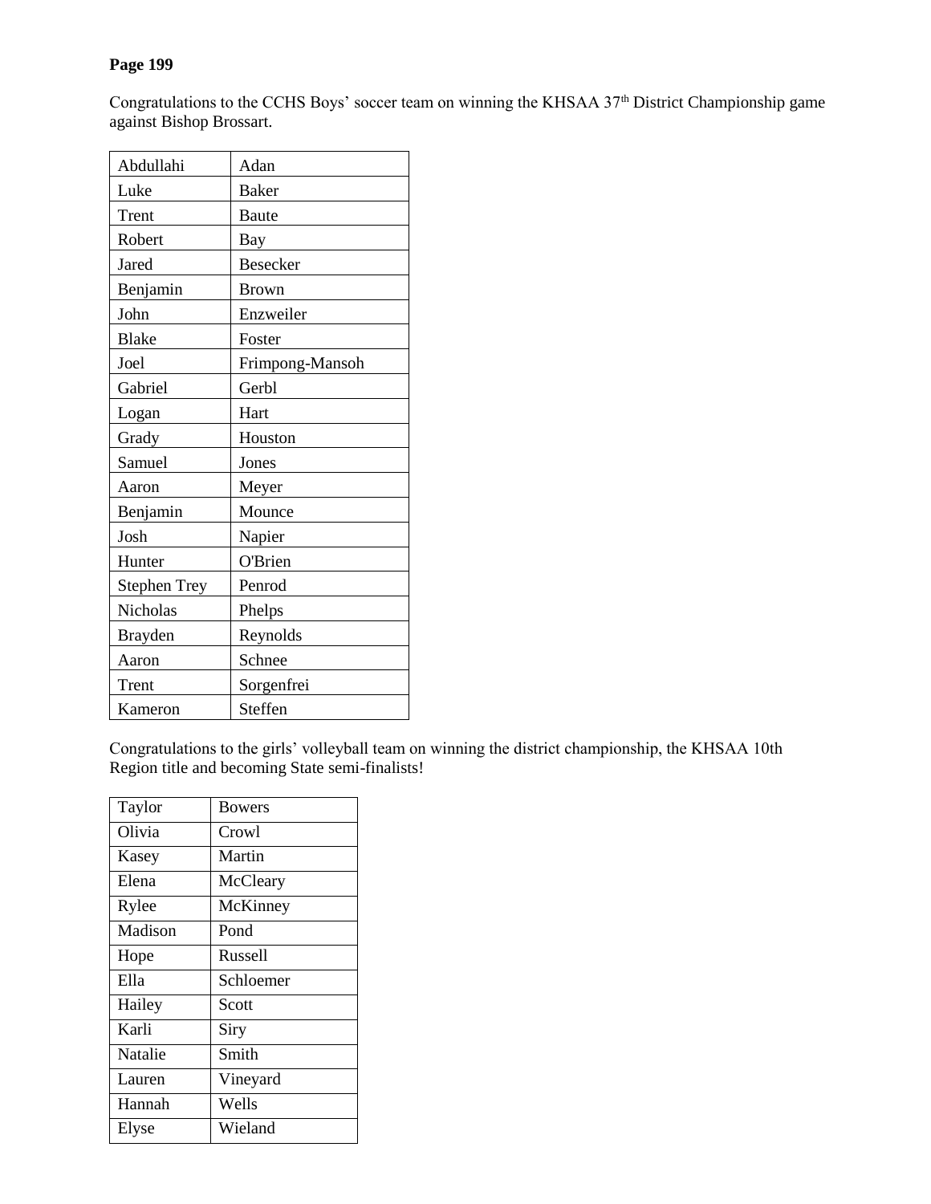Congratulations to the CCHS Boys' soccer team on winning the KHSAA 37th District Championship game against Bishop Brossart.

| Abdullahi | Adan |
|---|---|
| Luke | Baker |
| Trent | Baute |
| Robert | Bay |
| Jared | Besecker |
| Benjamin | Brown |
| John | Enzweiler |
| Blake | Foster |
| Joel | Frimpong-Mansoh |
| Gabriel | Gerbl |
| Logan | Hart |
| Grady | Houston |
| Samuel | Jones |
| Aaron | Meyer |
| Benjamin | Mounce |
| Josh | Napier |
| Hunter | O'Brien |
| Stephen Trey | Penrod |
| Nicholas | Phelps |
| Brayden | Reynolds |
| Aaron | Schnee |
| Trent | Sorgenfrei |
| Kameron | Steffen |

Congratulations to the girls' volleyball team on winning the district championship, the KHSAA 10th Region title and becoming State semi-finalists!

| Taylor | Bowers |
|---|---|
| Olivia | Crowl |
| Kasey | Martin |
| Elena | McCleary |
| Rylee | McKinney |
| Madison | Pond |
| Hope | Russell |
| Ella | Schloemer |
| Hailey | Scott |
| Karli | Siry |
| Natalie | Smith |
| Lauren | Vineyard |
| Hannah | Wells |
| Elyse | Wieland |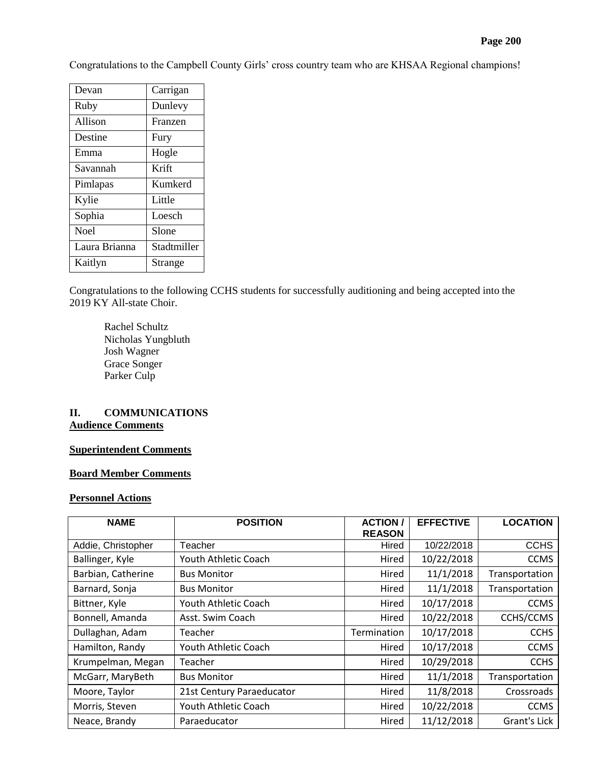Congratulations to the Campbell County Girls' cross country team who are KHSAA Regional champions!

| | |
|---|---|
| Devan | Carrigan |
| Ruby | Dunlevy |
| Allison | Franzen |
| Destine | Fury |
| Emma | Hogle |
| Savannah | Krift |
| Pimlapas | Kumkerd |
| Kylie | Little |
| Sophia | Loesch |
| Noel | Slone |
| Laura Brianna | Stadtmiller |
| Kaitlyn | Strange |

Congratulations to the following CCHS students for successfully auditioning and being accepted into the 2019 KY All-state Choir.

Rachel Schultz
Nicholas Yungbluth
Josh Wagner
Grace Songer
Parker Culp

## II. COMMUNICATIONS

**Audience Comments**

**Superintendent Comments**

**Board Member Comments**

**Personnel Actions**

| NAME | POSITION | ACTION / REASON | EFFECTIVE | LOCATION |
|---|---|---|---|---|
| Addie, Christopher | Teacher | Hired | 10/22/2018 | CCHS |
| Ballinger, Kyle | Youth Athletic Coach | Hired | 10/22/2018 | CCMS |
| Barbian, Catherine | Bus Monitor | Hired | 11/1/2018 | Transportation |
| Barnard, Sonja | Bus Monitor | Hired | 11/1/2018 | Transportation |
| Bittner, Kyle | Youth Athletic Coach | Hired | 10/17/2018 | CCMS |
| Bonnell, Amanda | Asst. Swim Coach | Hired | 10/22/2018 | CCHS/CCMS |
| Dullaghan, Adam | Teacher | Termination | 10/17/2018 | CCHS |
| Hamilton, Randy | Youth Athletic Coach | Hired | 10/17/2018 | CCMS |
| Krumpelman, Megan | Teacher | Hired | 10/29/2018 | CCHS |
| McGarr, MaryBeth | Bus Monitor | Hired | 11/1/2018 | Transportation |
| Moore, Taylor | 21st Century Paraeducator | Hired | 11/8/2018 | Crossroads |
| Morris, Steven | Youth Athletic Coach | Hired | 10/22/2018 | CCMS |
| Neace, Brandy | Paraeducator | Hired | 11/12/2018 | Grant's Lick |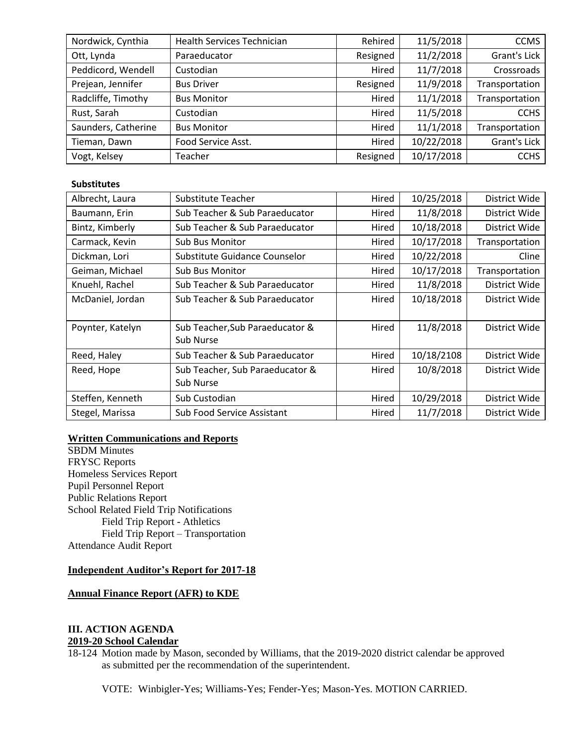| Nordwick, Cynthia | Health Services Technician | Rehired | 11/5/2018 | CCMS |
|---|---|---|---|---|
| Ott, Lynda | Paraeducator | Resigned | 11/2/2018 | Grant's Lick |
| Peddicord, Wendell | Custodian | Hired | 11/7/2018 | Crossroads |
| Prejean, Jennifer | Bus Driver | Resigned | 11/9/2018 | Transportation |
| Radcliffe, Timothy | Bus Monitor | Hired | 11/1/2018 | Transportation |
| Rust, Sarah | Custodian | Hired | 11/5/2018 | CCHS |
| Saunders, Catherine | Bus Monitor | Hired | 11/1/2018 | Transportation |
| Tieman, Dawn | Food Service Asst. | Hired | 10/22/2018 | Grant's Lick |
| Vogt, Kelsey | Teacher | Resigned | 10/17/2018 | CCHS |

**Substitutes**

| Albrecht, Laura | Substitute Teacher | Hired | 10/25/2018 | District Wide |
|---|---|---|---|---|
| Baumann, Erin | Sub Teacher & Sub Paraeducator | Hired | 11/8/2018 | District Wide |
| Bintz, Kimberly | Sub Teacher & Sub Paraeducator | Hired | 10/18/2018 | District Wide |
| Carmack, Kevin | Sub Bus Monitor | Hired | 10/17/2018 | Transportation |
| Dickman, Lori | Substitute Guidance Counselor | Hired | 10/22/2018 | Cline |
| Geiman, Michael | Sub Bus Monitor | Hired | 10/17/2018 | Transportation |
| Knuehl, Rachel | Sub Teacher & Sub Paraeducator | Hired | 11/8/2018 | District Wide |
| McDaniel, Jordan | Sub Teacher & Sub Paraeducator | Hired | 10/18/2018 | District Wide |
| Poynter, Katelyn | Sub Teacher,Sub Paraeducator & Sub Nurse | Hired | 11/8/2018 | District Wide |
| Reed, Haley | Sub Teacher & Sub Paraeducator | Hired | 10/18/2108 | District Wide |
| Reed, Hope | Sub Teacher, Sub Paraeducator & Sub Nurse | Hired | 10/8/2018 | District Wide |
| Steffen, Kenneth | Sub Custodian | Hired | 10/29/2018 | District Wide |
| Stegel, Marissa | Sub Food Service Assistant | Hired | 11/7/2018 | District Wide |

**Written Communications and Reports**

SBDM Minutes
FRYSC Reports
Homeless Services Report
Pupil Personnel Report
Public Relations Report
School Related Field Trip Notifications
 Field Trip Report - Athletics
 Field Trip Report – Transportation
Attendance Audit Report

**Independent Auditor's Report for 2017-18**

**Annual Finance Report (AFR) to KDE**

## III. ACTION AGENDA

**2019-20 School Calendar**

18-124 Motion made by Mason, seconded by Williams, that the 2019-2020 district calendar be approved as submitted per the recommendation of the superintendent.

VOTE: Winbigler-Yes; Williams-Yes; Fender-Yes; Mason-Yes. MOTION CARRIED.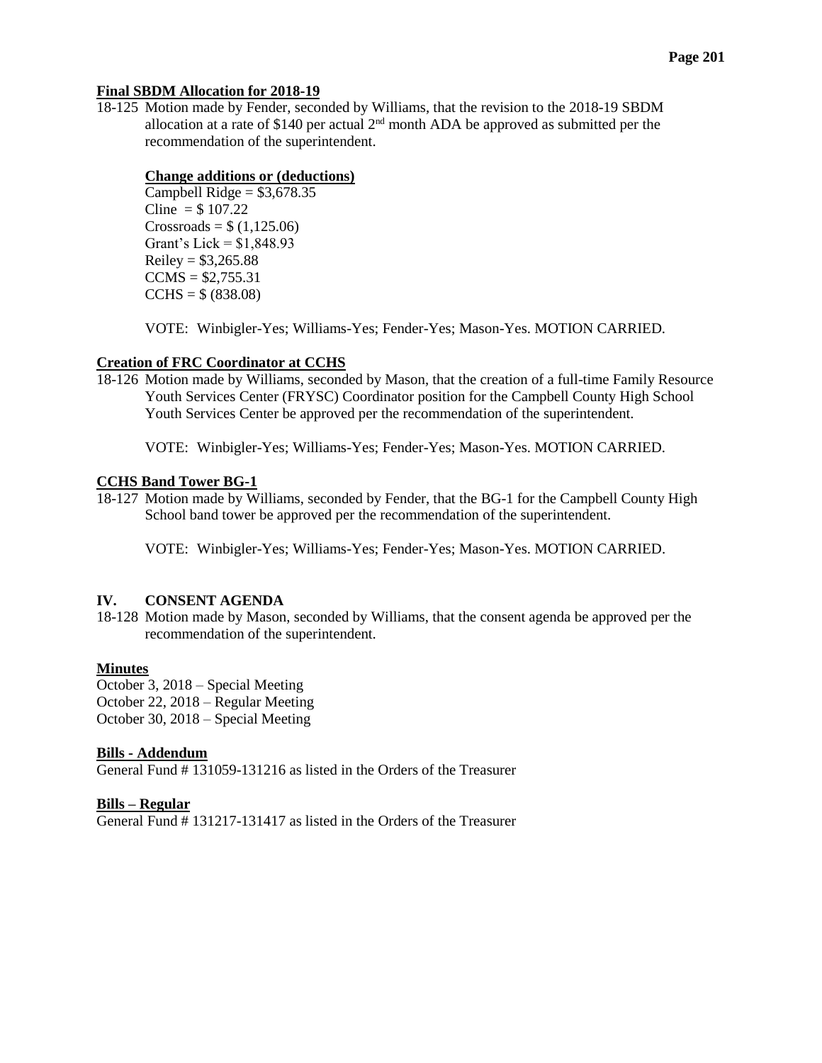**Final SBDM Allocation for 2018-19**

18-125 Motion made by Fender, seconded by Williams, that the revision to the 2018-19 SBDM allocation at a rate of $140 per actual 2nd month ADA be approved as submitted per the recommendation of the superintendent.

**Change additions or (deductions)**

Campbell Ridge = $3,678.35
Cline = $ 107.22
Crossroads = $ (1,125.06)
Grant's Lick = $1,848.93
Reiley = $3,265.88
CCMS = $2,755.31
CCHS = $ (838.08)

VOTE: Winbigler-Yes; Williams-Yes; Fender-Yes; Mason-Yes. MOTION CARRIED.

**Creation of FRC Coordinator at CCHS**

18-126 Motion made by Williams, seconded by Mason, that the creation of a full-time Family Resource Youth Services Center (FRYSC) Coordinator position for the Campbell County High School Youth Services Center be approved per the recommendation of the superintendent.

VOTE: Winbigler-Yes; Williams-Yes; Fender-Yes; Mason-Yes. MOTION CARRIED.

**CCHS Band Tower BG-1**

18-127 Motion made by Williams, seconded by Fender, that the BG-1 for the Campbell County High School band tower be approved per the recommendation of the superintendent.

VOTE: Winbigler-Yes; Williams-Yes; Fender-Yes; Mason-Yes. MOTION CARRIED.

## IV. CONSENT AGENDA

18-128 Motion made by Mason, seconded by Williams, that the consent agenda be approved per the recommendation of the superintendent.

**Minutes**

October 3, 2018 – Special Meeting
October 22, 2018 – Regular Meeting
October 30, 2018 – Special Meeting

**Bills - Addendum**

General Fund # 131059-131216 as listed in the Orders of the Treasurer

**Bills – Regular**

General Fund # 131217-131417 as listed in the Orders of the Treasurer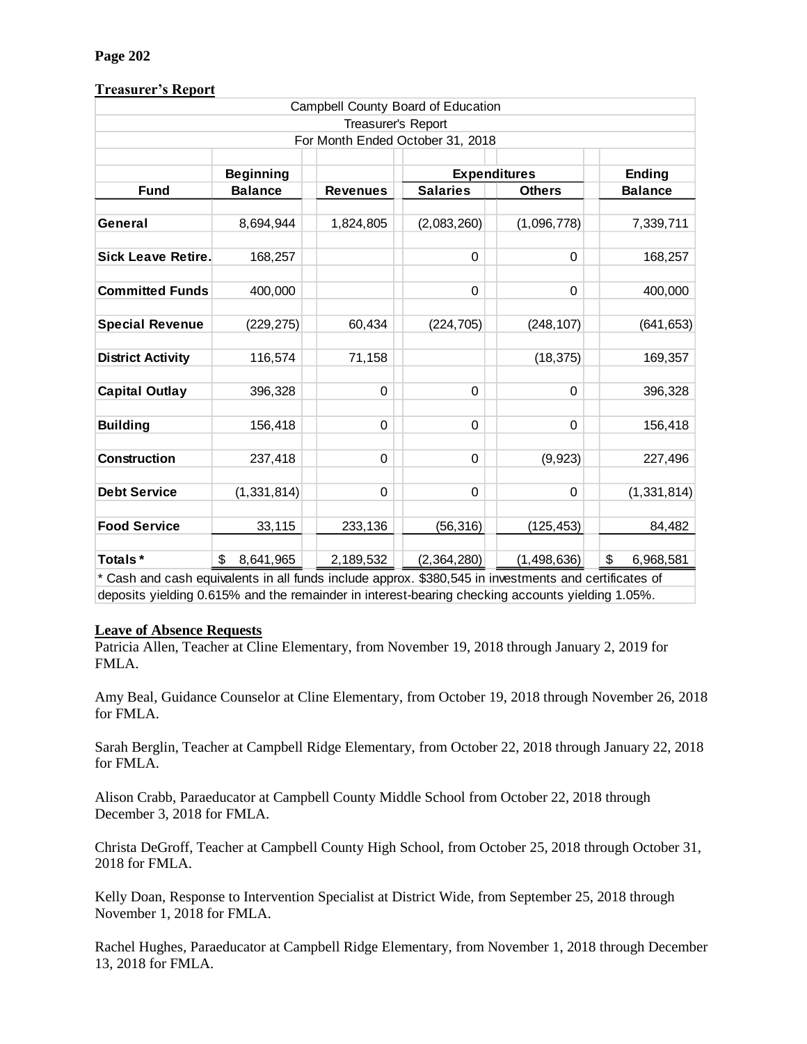**Treasurer's Report**

| Campbell County Board of Education | | | | | |
|---|---|---|---|---|---|
| Treasurer's Report | | | | | |
| For Month Ended October 31, 2018 | | | | | |
| | **Beginning** | | **Expenditures** | | **Ending** |
| **Fund** | **Balance** | **Revenues** | **Salaries** | **Others** | **Balance** |
| **General** | 8,694,944 | 1,824,805 | (2,083,260) | (1,096,778) | 7,339,711 |
| **Sick Leave Retire.** | 168,257 | | 0 | 0 | 168,257 |
| **Committed Funds** | 400,000 | | 0 | 0 | 400,000 |
| **Special Revenue** | (229,275) | 60,434 | (224,705) | (248,107) | (641,653) |
| **District Activity** | 116,574 | 71,158 | | (18,375) | 169,357 |
| **Capital Outlay** | 396,328 | 0 | 0 | 0 | 396,328 |
| **Building** | 156,418 | 0 | 0 | 0 | 156,418 |
| **Construction** | 237,418 | 0 | 0 | (9,923) | 227,496 |
| **Debt Service** | (1,331,814) | 0 | 0 | 0 | (1,331,814) |
| **Food Service** | 33,115 | 233,136 | (56,316) | (125,453) | 84,482 |
| **Totals*** | $ 8,641,965 | 2,189,532 | (2,364,280) | (1,498,636) | $ 6,968,581 |

* Cash and cash equivalents in all funds include approx. $380,545 in investments and certificates of deposits yielding 0.615% and the remainder in interest-bearing checking accounts yielding 1.05%.

**Leave of Absence Requests**

Patricia Allen, Teacher at Cline Elementary, from November 19, 2018 through January 2, 2019 for FMLA.

Amy Beal, Guidance Counselor at Cline Elementary, from October 19, 2018 through November 26, 2018 for FMLA.

Sarah Berglin, Teacher at Campbell Ridge Elementary, from October 22, 2018 through January 22, 2018 for FMLA.

Alison Crabb, Paraeducator at Campbell County Middle School from October 22, 2018 through December 3, 2018 for FMLA.

Christa DeGroff, Teacher at Campbell County High School, from October 25, 2018 through October 31, 2018 for FMLA.

Kelly Doan, Response to Intervention Specialist at District Wide, from September 25, 2018 through November 1, 2018 for FMLA.

Rachel Hughes, Paraeducator at Campbell Ridge Elementary, from November 1, 2018 through December 13, 2018 for FMLA.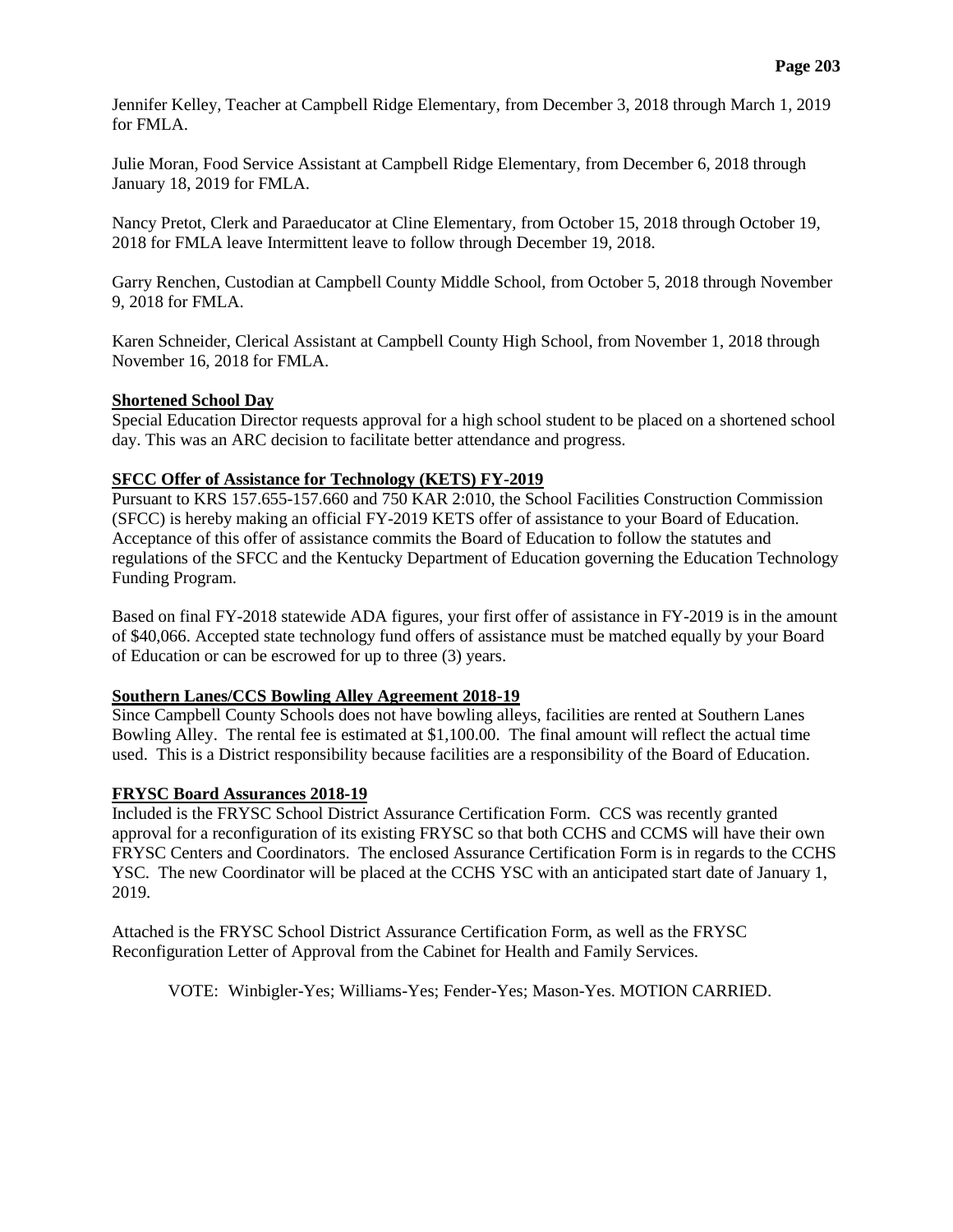Jennifer Kelley, Teacher at Campbell Ridge Elementary, from December 3, 2018 through March 1, 2019 for FMLA.

Julie Moran, Food Service Assistant at Campbell Ridge Elementary, from December 6, 2018 through January 18, 2019 for FMLA.

Nancy Pretot, Clerk and Paraeducator at Cline Elementary, from October 15, 2018 through October 19, 2018 for FMLA leave Intermittent leave to follow through December 19, 2018.

Garry Renchen, Custodian at Campbell County Middle School, from October 5, 2018 through November 9, 2018 for FMLA.

Karen Schneider, Clerical Assistant at Campbell County High School, from November 1, 2018 through November 16, 2018 for FMLA.

**Shortened School Day**

Special Education Director requests approval for a high school student to be placed on a shortened school day. This was an ARC decision to facilitate better attendance and progress.

**SFCC Offer of Assistance for Technology (KETS) FY-2019**

Pursuant to KRS 157.655-157.660 and 750 KAR 2:010, the School Facilities Construction Commission (SFCC) is hereby making an official FY-2019 KETS offer of assistance to your Board of Education. Acceptance of this offer of assistance commits the Board of Education to follow the statutes and regulations of the SFCC and the Kentucky Department of Education governing the Education Technology Funding Program.

Based on final FY-2018 statewide ADA figures, your first offer of assistance in FY-2019 is in the amount of $40,066. Accepted state technology fund offers of assistance must be matched equally by your Board of Education or can be escrowed for up to three (3) years.

**Southern Lanes/CCS Bowling Alley Agreement 2018-19**

Since Campbell County Schools does not have bowling alleys, facilities are rented at Southern Lanes Bowling Alley. The rental fee is estimated at $1,100.00. The final amount will reflect the actual time used. This is a District responsibility because facilities are a responsibility of the Board of Education.

**FRYSC Board Assurances 2018-19**

Included is the FRYSC School District Assurance Certification Form. CCS was recently granted approval for a reconfiguration of its existing FRYSC so that both CCHS and CCMS will have their own FRYSC Centers and Coordinators. The enclosed Assurance Certification Form is in regards to the CCHS YSC. The new Coordinator will be placed at the CCHS YSC with an anticipated start date of January 1, 2019.

Attached is the FRYSC School District Assurance Certification Form, as well as the FRYSC Reconfiguration Letter of Approval from the Cabinet for Health and Family Services.

VOTE: Winbigler-Yes; Williams-Yes; Fender-Yes; Mason-Yes. MOTION CARRIED.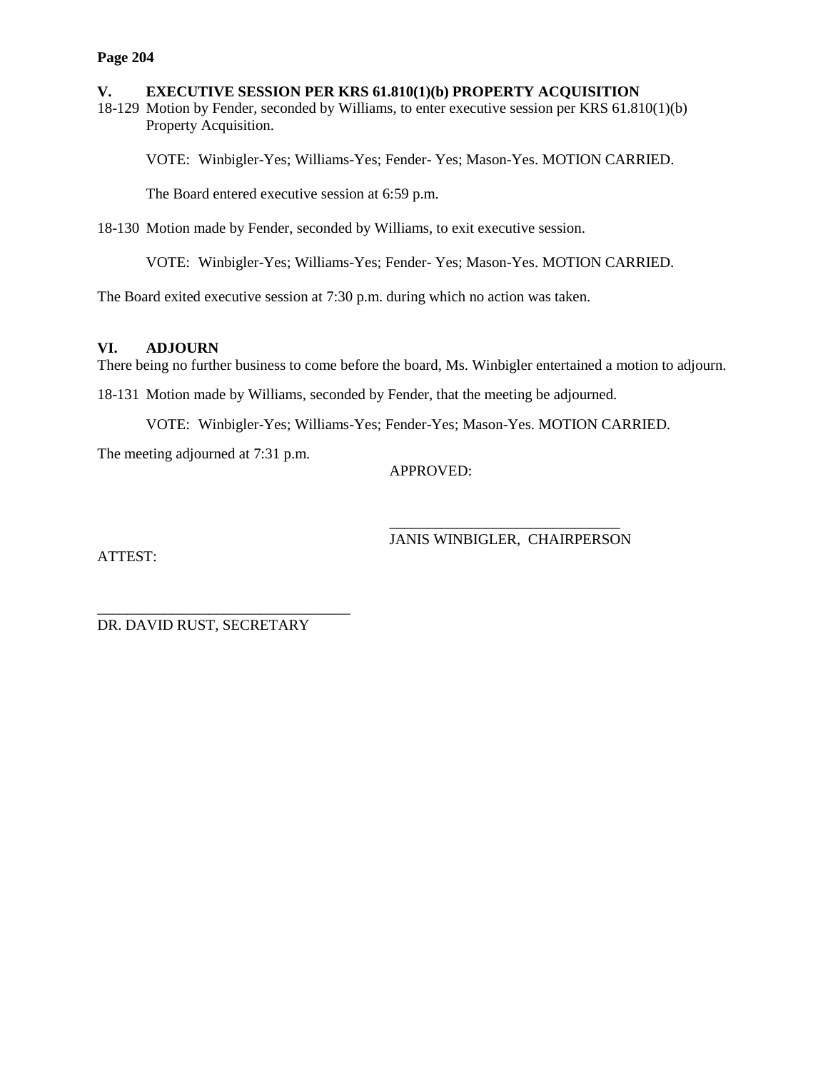## V. EXECUTIVE SESSION PER KRS 61.810(1)(b) PROPERTY ACQUISITION

18-129 Motion by Fender, seconded by Williams, to enter executive session per KRS 61.810(1)(b) Property Acquisition.

VOTE: Winbigler-Yes; Williams-Yes; Fender- Yes; Mason-Yes. MOTION CARRIED.

The Board entered executive session at 6:59 p.m.

18-130 Motion made by Fender, seconded by Williams, to exit executive session.

VOTE: Winbigler-Yes; Williams-Yes; Fender- Yes; Mason-Yes. MOTION CARRIED.

The Board exited executive session at 7:30 p.m. during which no action was taken.

## VI. ADJOURN

There being no further business to come before the board, Ms. Winbigler entertained a motion to adjourn.

18-131 Motion made by Williams, seconded by Fender, that the meeting be adjourned.

VOTE: Winbigler-Yes; Williams-Yes; Fender-Yes; Mason-Yes. MOTION CARRIED.

The meeting adjourned at 7:31 p.m.

APPROVED:

\_\_\_\_\_\_\_\_\_\_\_\_\_\_\_\_\_\_\_\_\_\_\_\_\_\_\_\_\_\_

JANIS WINBIGLER, CHAIRPERSON

ATTEST:

\_\_\_\_\_\_\_\_\_\_\_\_\_\_\_\_\_\_\_\_\_\_\_\_\_\_\_\_\_\_\_\_\_

DR. DAVID RUST, SECRETARY